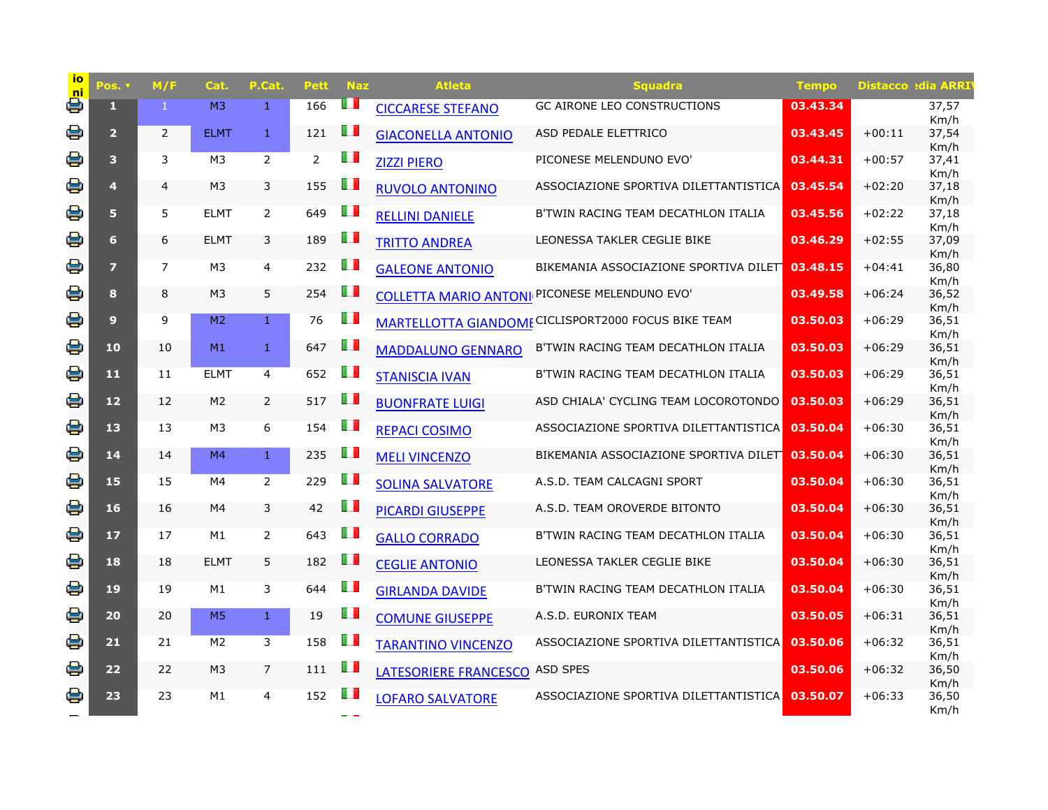| io ni | Pos. ▾ | M/F | Cat. | P.Cat. | Pett | Naz | Atleta | Squadra | Tempo | Distacco | ›dia ARRI |
|---|---|---|---|---|---|---|---|---|---|---|---|
| | 1 | 1 | M3 | 1 | 166 | | CICCARESE STEFANO | GC AIRONE LEO CONSTRUCTIONS | 03.43.34 | | 37,57 Km/h |
| | 2 | 2 | ELMT | 1 | 121 | | GIACONELLA ANTONIO | ASD PEDALE ELETTRICO | 03.43.45 | +00:11 | 37,54 Km/h |
| | 3 | 3 | M3 | 2 | 2 | | ZIZZI PIERO | PICONESE MELENDUNO EVO' | 03.44.31 | +00:57 | 37,41 Km/h |
| | 4 | 4 | M3 | 3 | 155 | | RUVOLO ANTONINO | ASSOCIAZIONE SPORTIVA DILETTANTISTICA | 03.45.54 | +02:20 | 37,18 Km/h |
| | 5 | 5 | ELMT | 2 | 649 | | RELLINI DANIELE | B'TWIN RACING TEAM DECATHLON ITALIA | 03.45.56 | +02:22 | 37,18 Km/h |
| | 6 | 6 | ELMT | 3 | 189 | | TRITTO ANDREA | LEONESSA TAKLER CEGLIE BIKE | 03.46.29 | +02:55 | 37,09 Km/h |
| | 7 | 7 | M3 | 4 | 232 | | GALEONE ANTONIO | BIKEMANIA ASSOCIAZIONE SPORTIVA DILET | 03.48.15 | +04:41 | 36,80 Km/h |
| | 8 | 8 | M3 | 5 | 254 | | COLLETTA MARIO ANTONI | PICONESE MELENDUNO EVO' | 03.49.58 | +06:24 | 36,52 Km/h |
| | 9 | 9 | M2 | 1 | 76 | | MARTELLOTTA GIANDOME | CICLISPORT2000 FOCUS BIKE TEAM | 03.50.03 | +06:29 | 36,51 Km/h |
| | 10 | 10 | M1 | 1 | 647 | | MADDALUNO GENNARO | B'TWIN RACING TEAM DECATHLON ITALIA | 03.50.03 | +06:29 | 36,51 Km/h |
| | 11 | 11 | ELMT | 4 | 652 | | STANISCIA IVAN | B'TWIN RACING TEAM DECATHLON ITALIA | 03.50.03 | +06:29 | 36,51 Km/h |
| | 12 | 12 | M2 | 2 | 517 | | BUONFRATE LUIGI | ASD CHIALA' CYCLING TEAM LOCOROTONDO | 03.50.03 | +06:29 | 36,51 Km/h |
| | 13 | 13 | M3 | 6 | 154 | | REPACI COSIMO | ASSOCIAZIONE SPORTIVA DILETTANTISTICA | 03.50.04 | +06:30 | 36,51 Km/h |
| | 14 | 14 | M4 | 1 | 235 | | MELI VINCENZO | BIKEMANIA ASSOCIAZIONE SPORTIVA DILET | 03.50.04 | +06:30 | 36,51 Km/h |
| | 15 | 15 | M4 | 2 | 229 | | SOLINA SALVATORE | A.S.D. TEAM CALCAGNI SPORT | 03.50.04 | +06:30 | 36,51 Km/h |
| | 16 | 16 | M4 | 3 | 42 | | PICARDI GIUSEPPE | A.S.D. TEAM OROVERDE BITONTO | 03.50.04 | +06:30 | 36,51 Km/h |
| | 17 | 17 | M1 | 2 | 643 | | GALLO CORRADO | B'TWIN RACING TEAM DECATHLON ITALIA | 03.50.04 | +06:30 | 36,51 Km/h |
| | 18 | 18 | ELMT | 5 | 182 | | CEGLIE ANTONIO | LEONESSA TAKLER CEGLIE BIKE | 03.50.04 | +06:30 | 36,51 Km/h |
| | 19 | 19 | M1 | 3 | 644 | | GIRLANDA DAVIDE | B'TWIN RACING TEAM DECATHLON ITALIA | 03.50.04 | +06:30 | 36,51 Km/h |
| | 20 | 20 | M5 | 1 | 19 | | COMUNE GIUSEPPE | A.S.D. EURONIX TEAM | 03.50.05 | +06:31 | 36,51 Km/h |
| | 21 | 21 | M2 | 3 | 158 | | TARANTINO VINCENZO | ASSOCIAZIONE SPORTIVA DILETTANTISTICA | 03.50.06 | +06:32 | 36,51 Km/h |
| | 22 | 22 | M3 | 7 | 111 | | LATESORIERE FRANCESCO | ASD SPES | 03.50.06 | +06:32 | 36,50 Km/h |
| | 23 | 23 | M1 | 4 | 152 | | LOFARO SALVATORE | ASSOCIAZIONE SPORTIVA DILETTANTISTICA | 03.50.07 | +06:33 | 36,50 Km/h |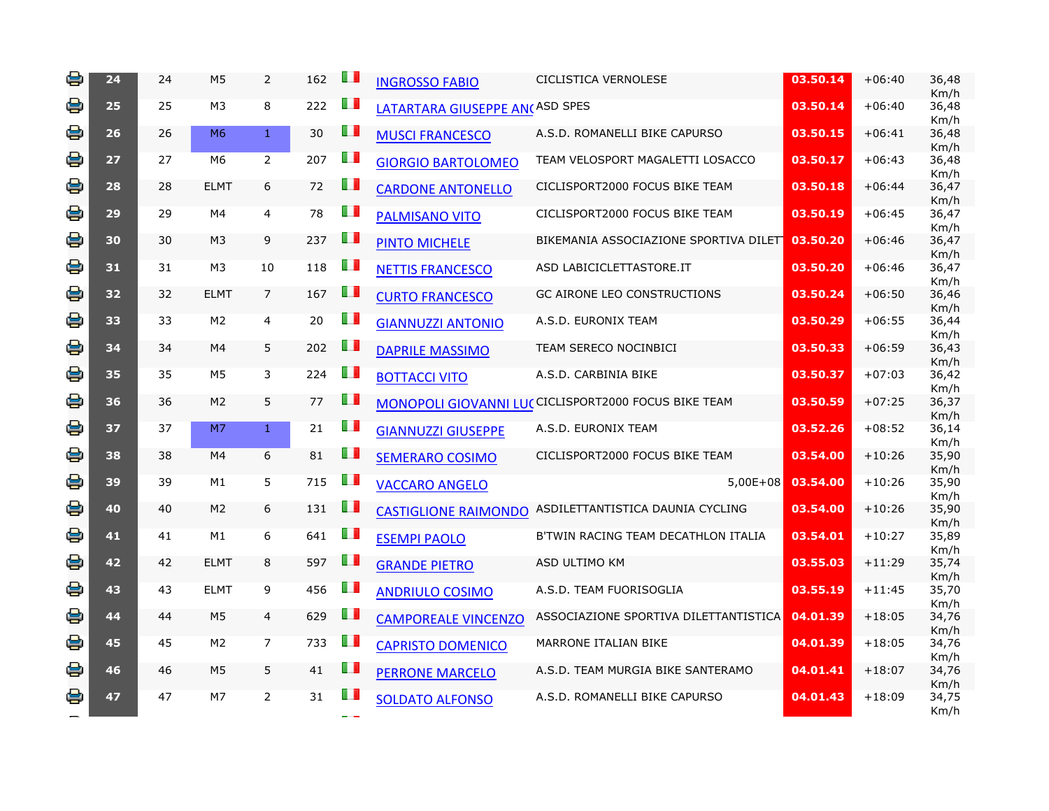| | | | | | | | | | | | |
|---|---|---|---|---|---|---|---|---|---|---|---|
| | 24 | 24 | M5 | 2 | 162 | | INGROSSO FABIO | CICLISTICA VERNOLESE | 03.50.14 | +06:40 | 36,48 Km/h |
| | 25 | 25 | M3 | 8 | 222 | | LATARTARA GIUSEPPE ANC | ASD SPES | 03.50.14 | +06:40 | 36,48 Km/h |
| | 26 | 26 | M6 | 1 | 30 | | MUSCI FRANCESCO | A.S.D. ROMANELLI BIKE CAPURSO | 03.50.15 | +06:41 | 36,48 Km/h |
| | 27 | 27 | M6 | 2 | 207 | | GIORGIO BARTOLOMEO | TEAM VELOSPORT MAGALETTI LOSACCO | 03.50.17 | +06:43 | 36,48 Km/h |
| | 28 | 28 | ELMT | 6 | 72 | | CARDONE ANTONELLO | CICLISPORT2000 FOCUS BIKE TEAM | 03.50.18 | +06:44 | 36,47 Km/h |
| | 29 | 29 | M4 | 4 | 78 | | PALMISANO VITO | CICLISPORT2000 FOCUS BIKE TEAM | 03.50.19 | +06:45 | 36,47 Km/h |
| | 30 | 30 | M3 | 9 | 237 | | PINTO MICHELE | BIKEMANIA ASSOCIAZIONE SPORTIVA DILETT | 03.50.20 | +06:46 | 36,47 Km/h |
| | 31 | 31 | M3 | 10 | 118 | | NETTIS FRANCESCO | ASD LABICICLETTASTORE.IT | 03.50.20 | +06:46 | 36,47 Km/h |
| | 32 | 32 | ELMT | 7 | 167 | | CURTO FRANCESCO | GC AIRONE LEO CONSTRUCTIONS | 03.50.24 | +06:50 | 36,46 Km/h |
| | 33 | 33 | M2 | 4 | 20 | | GIANNUZZI ANTONIO | A.S.D. EURONIX TEAM | 03.50.29 | +06:55 | 36,44 Km/h |
| | 34 | 34 | M4 | 5 | 202 | | DAPRILE MASSIMO | TEAM SERECO NOCINBICI | 03.50.33 | +06:59 | 36,43 Km/h |
| | 35 | 35 | M5 | 3 | 224 | | BOTTACCI VITO | A.S.D. CARBINIA BIKE | 03.50.37 | +07:03 | 36,42 Km/h |
| | 36 | 36 | M2 | 5 | 77 | | MONOPOLI GIOVANNI LUC | CICLISPORT2000 FOCUS BIKE TEAM | 03.50.59 | +07:25 | 36,37 Km/h |
| | 37 | 37 | M7 | 1 | 21 | | GIANNUZZI GIUSEPPE | A.S.D. EURONIX TEAM | 03.52.26 | +08:52 | 36,14 Km/h |
| | 38 | 38 | M4 | 6 | 81 | | SEMERARO COSIMO | CICLISPORT2000 FOCUS BIKE TEAM | 03.54.00 | +10:26 | 35,90 Km/h |
| | 39 | 39 | M1 | 5 | 715 | | VACCARO ANGELO | 5,00E+08 | 03.54.00 | +10:26 | 35,90 Km/h |
| | 40 | 40 | M2 | 6 | 131 | | CASTIGLIONE RAIMONDO | ASDILETTANTISTICA DAUNIA CYCLING | 03.54.00 | +10:26 | 35,90 Km/h |
| | 41 | 41 | M1 | 6 | 641 | | ESEMPI PAOLO | B'TWIN RACING TEAM DECATHLON ITALIA | 03.54.01 | +10:27 | 35,89 Km/h |
| | 42 | 42 | ELMT | 8 | 597 | | GRANDE PIETRO | ASD ULTIMO KM | 03.55.03 | +11:29 | 35,74 Km/h |
| | 43 | 43 | ELMT | 9 | 456 | | ANDRIULO COSIMO | A.S.D. TEAM FUORISOGLIA | 03.55.19 | +11:45 | 35,70 Km/h |
| | 44 | 44 | M5 | 4 | 629 | | CAMPOREALE VINCENZO | ASSOCIAZIONE SPORTIVA DILETTANTISTICA | 04.01.39 | +18:05 | 34,76 Km/h |
| | 45 | 45 | M2 | 7 | 733 | | CAPRISTO DOMENICO | MARRONE ITALIAN BIKE | 04.01.39 | +18:05 | 34,76 Km/h |
| | 46 | 46 | M5 | 5 | 41 | | PERRONE MARCELO | A.S.D. TEAM MURGIA BIKE SANTERAMO | 04.01.41 | +18:07 | 34,76 Km/h |
| | 47 | 47 | M7 | 2 | 31 | | SOLDATO ALFONSO | A.S.D. ROMANELLI BIKE CAPURSO | 04.01.43 | +18:09 | 34,75 Km/h |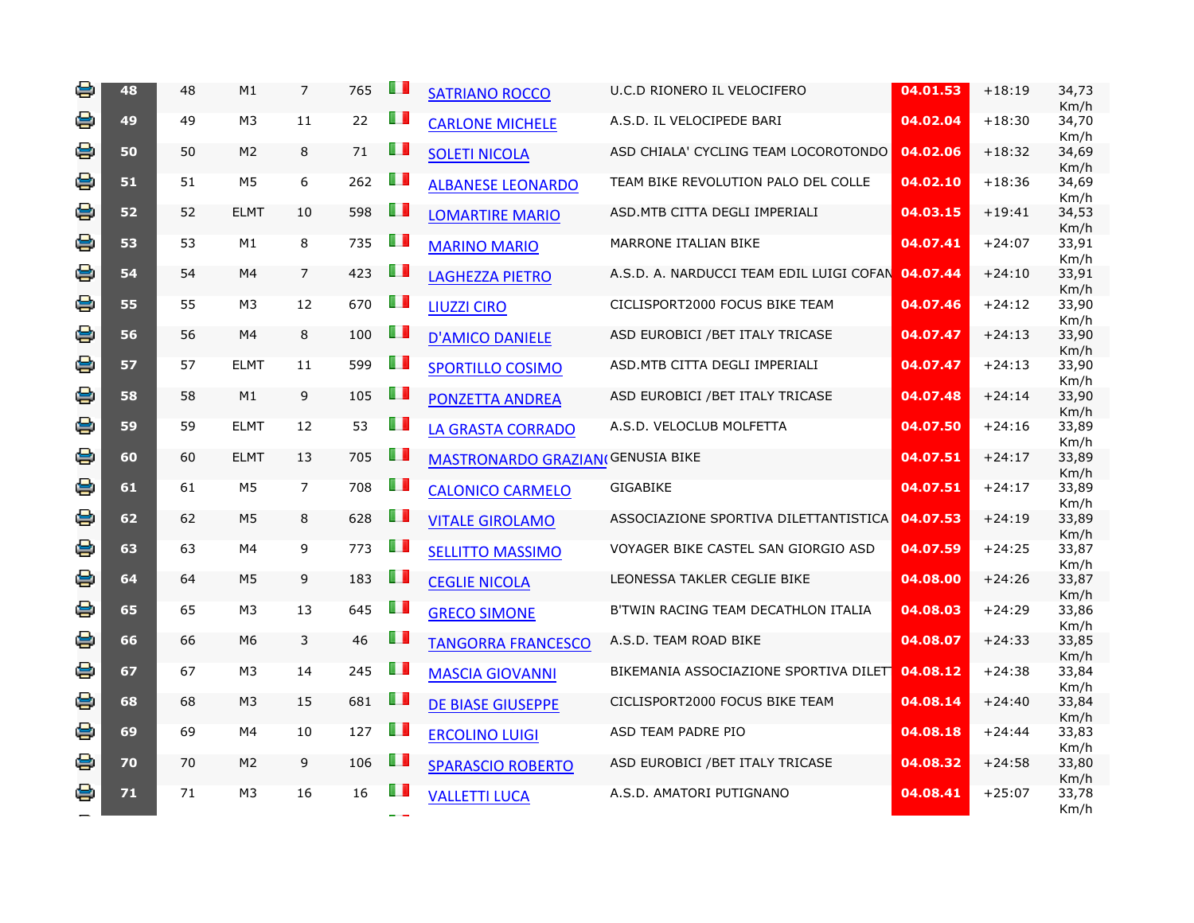|  |  |  |  |  |  |  |  |  |  |  |
|---|---|---|---|---|---|---|---|---|---|---|
|  | **48** | 48 | M1 | 7 | 765 |  | SATRIANO ROCCO | U.C.D RIONERO IL VELOCIFERO | **04.01.53** | +18:19 | 34,73 Km/h |
|  | **49** | 49 | M3 | 11 | 22 |  | CARLONE MICHELE | A.S.D. IL VELOCIPEDE BARI | **04.02.04** | +18:30 | 34,70 Km/h |
|  | **50** | 50 | M2 | 8 | 71 |  | SOLETI NICOLA | ASD CHIALA' CYCLING TEAM LOCOROTONDO | **04.02.06** | +18:32 | 34,69 Km/h |
|  | **51** | 51 | M5 | 6 | 262 |  | ALBANESE LEONARDO | TEAM BIKE REVOLUTION PALO DEL COLLE | **04.02.10** | +18:36 | 34,69 Km/h |
|  | **52** | 52 | ELMT | 10 | 598 |  | LOMARTIRE MARIO | ASD.MTB CITTA DEGLI IMPERIALI | **04.03.15** | +19:41 | 34,53 Km/h |
|  | **53** | 53 | M1 | 8 | 735 |  | MARINO MARIO | MARRONE ITALIAN BIKE | **04.07.41** | +24:07 | 33,91 Km/h |
|  | **54** | 54 | M4 | 7 | 423 |  | LAGHEZZA PIETRO | A.S.D. A. NARDUCCI TEAM EDIL LUIGI COFAN | **04.07.44** | +24:10 | 33,91 Km/h |
|  | **55** | 55 | M3 | 12 | 670 |  | LIUZZI CIRO | CICLISPORT2000 FOCUS BIKE TEAM | **04.07.46** | +24:12 | 33,90 Km/h |
|  | **56** | 56 | M4 | 8 | 100 |  | D'AMICO DANIELE | ASD EUROBICI /BET ITALY TRICASE | **04.07.47** | +24:13 | 33,90 Km/h |
|  | **57** | 57 | ELMT | 11 | 599 |  | SPORTILLO COSIMO | ASD.MTB CITTA DEGLI IMPERIALI | **04.07.47** | +24:13 | 33,90 Km/h |
|  | **58** | 58 | M1 | 9 | 105 |  | PONZETTA ANDREA | ASD EUROBICI /BET ITALY TRICASE | **04.07.48** | +24:14 | 33,90 Km/h |
|  | **59** | 59 | ELMT | 12 | 53 |  | LA GRASTA CORRADO | A.S.D. VELOCLUB MOLFETTA | **04.07.50** | +24:16 | 33,89 Km/h |
|  | **60** | 60 | ELMT | 13 | 705 |  | MASTRONARDO GRAZIANO | GENUSIA BIKE | **04.07.51** | +24:17 | 33,89 Km/h |
|  | **61** | 61 | M5 | 7 | 708 |  | CALONICO CARMELO | GIGABIKE | **04.07.51** | +24:17 | 33,89 Km/h |
|  | **62** | 62 | M5 | 8 | 628 |  | VITALE GIROLAMO | ASSOCIAZIONE SPORTIVA DILETTANTISTICA | **04.07.53** | +24:19 | 33,89 Km/h |
|  | **63** | 63 | M4 | 9 | 773 |  | SELLITTO MASSIMO | VOYAGER BIKE CASTEL SAN GIORGIO ASD | **04.07.59** | +24:25 | 33,87 Km/h |
|  | **64** | 64 | M5 | 9 | 183 |  | CEGLIE NICOLA | LEONESSA TAKLER CEGLIE BIKE | **04.08.00** | +24:26 | 33,87 Km/h |
|  | **65** | 65 | M3 | 13 | 645 |  | GRECO SIMONE | B'TWIN RACING TEAM DECATHLON ITALIA | **04.08.03** | +24:29 | 33,86 Km/h |
|  | **66** | 66 | M6 | 3 | 46 |  | TANGORRA FRANCESCO | A.S.D. TEAM ROAD BIKE | **04.08.07** | +24:33 | 33,85 Km/h |
|  | **67** | 67 | M3 | 14 | 245 |  | MASCIA GIOVANNI | BIKEMANIA ASSOCIAZIONE SPORTIVA DILETT | **04.08.12** | +24:38 | 33,84 Km/h |
|  | **68** | 68 | M3 | 15 | 681 |  | DE BIASE GIUSEPPE | CICLISPORT2000 FOCUS BIKE TEAM | **04.08.14** | +24:40 | 33,84 Km/h |
|  | **69** | 69 | M4 | 10 | 127 |  | ERCOLINO LUIGI | ASD TEAM PADRE PIO | **04.08.18** | +24:44 | 33,83 Km/h |
|  | **70** | 70 | M2 | 9 | 106 |  | SPARASCIO ROBERTO | ASD EUROBICI /BET ITALY TRICASE | **04.08.32** | +24:58 | 33,80 Km/h |
|  | **71** | 71 | M3 | 16 | 16 |  | VALLETTI LUCA | A.S.D. AMATORI PUTIGNANO | **04.08.41** | +25:07 | 33,78 Km/h |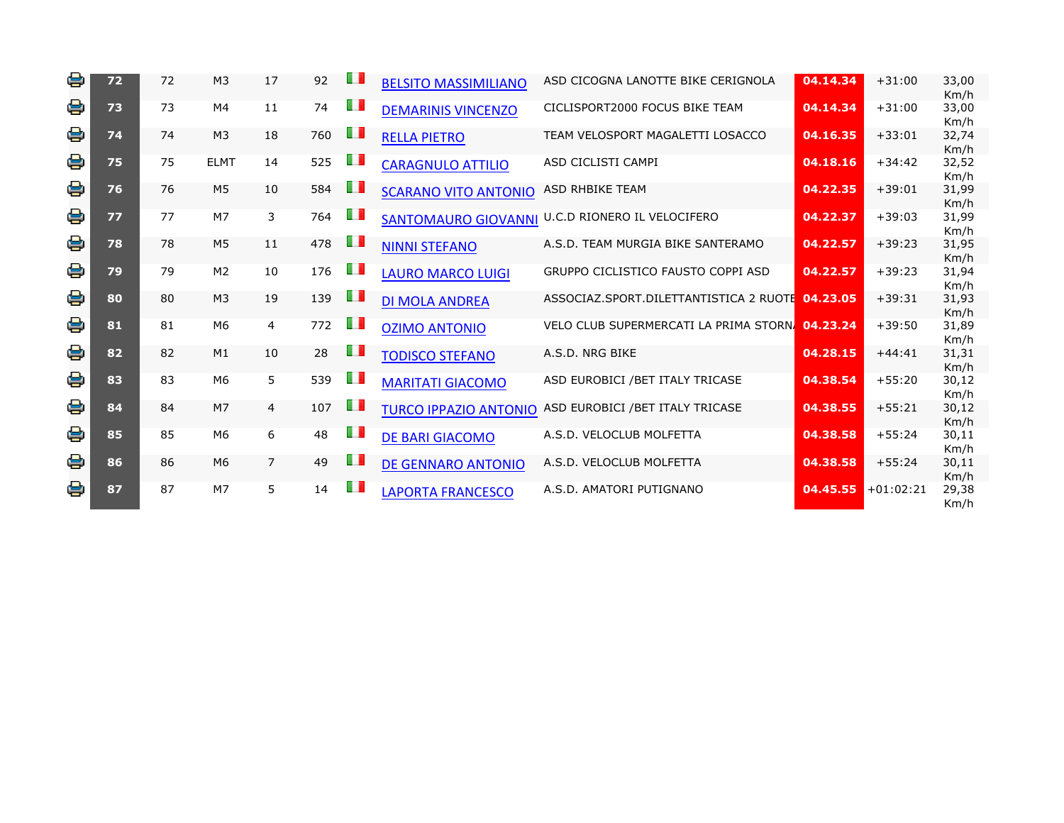| | | | | | | | | | | | |
|---|---|---|---|---|---|---|---|---|---|---|---|
| | **72** | 72 | M3 | 17 | 92 | | BELSITO MASSIMILIANO | ASD CICOGNA LANOTTE BIKE CERIGNOLA | **04.14.34** | +31:00 | 33,00 Km/h |
| | **73** | 73 | M4 | 11 | 74 | | DEMARINIS VINCENZO | CICLISPORT2000 FOCUS BIKE TEAM | **04.14.34** | +31:00 | 33,00 Km/h |
| | **74** | 74 | M3 | 18 | 760 | | RELLA PIETRO | TEAM VELOSPORT MAGALETTI LOSACCO | **04.16.35** | +33:01 | 32,74 Km/h |
| | **75** | 75 | ELMT | 14 | 525 | | CARAGNULO ATTILIO | ASD CICLISTI CAMPI | **04.18.16** | +34:42 | 32,52 Km/h |
| | **76** | 76 | M5 | 10 | 584 | | SCARANO VITO ANTONIO | ASD RHBIKE TEAM | **04.22.35** | +39:01 | 31,99 Km/h |
| | **77** | 77 | M7 | 3 | 764 | | SANTOMAURO GIOVANNI | U.C.D RIONERO IL VELOCIFERO | **04.22.37** | +39:03 | 31,99 Km/h |
| | **78** | 78 | M5 | 11 | 478 | | NINNI STEFANO | A.S.D. TEAM MURGIA BIKE SANTERAMO | **04.22.57** | +39:23 | 31,95 Km/h |
| | **79** | 79 | M2 | 10 | 176 | | LAURO MARCO LUIGI | GRUPPO CICLISTICO FAUSTO COPPI ASD | **04.22.57** | +39:23 | 31,94 Km/h |
| | **80** | 80 | M3 | 19 | 139 | | DI MOLA ANDREA | ASSOCIAZ.SPORT.DILETTANTISTICA 2 RUOTE | **04.23.05** | +39:31 | 31,93 Km/h |
| | **81** | 81 | M6 | 4 | 772 | | OZIMO ANTONIO | VELO CLUB SUPERMERCATI LA PRIMA STORN/ | **04.23.24** | +39:50 | 31,89 Km/h |
| | **82** | 82 | M1 | 10 | 28 | | TODISCO STEFANO | A.S.D. NRG BIKE | **04.28.15** | +44:41 | 31,31 Km/h |
| | **83** | 83 | M6 | 5 | 539 | | MARITATI GIACOMO | ASD EUROBICI /BET ITALY TRICASE | **04.38.54** | +55:20 | 30,12 Km/h |
| | **84** | 84 | M7 | 4 | 107 | | TURCO IPPAZIO ANTONIO | ASD EUROBICI /BET ITALY TRICASE | **04.38.55** | +55:21 | 30,12 Km/h |
| | **85** | 85 | M6 | 6 | 48 | | DE BARI GIACOMO | A.S.D. VELOCLUB MOLFETTA | **04.38.58** | +55:24 | 30,11 Km/h |
| | **86** | 86 | M6 | 7 | 49 | | DE GENNARO ANTONIO | A.S.D. VELOCLUB MOLFETTA | **04.38.58** | +55:24 | 30,11 Km/h |
| | **87** | 87 | M7 | 5 | 14 | | LAPORTA FRANCESCO | A.S.D. AMATORI PUTIGNANO | **04.45.55** | +01:02:21 | 29,38 Km/h |